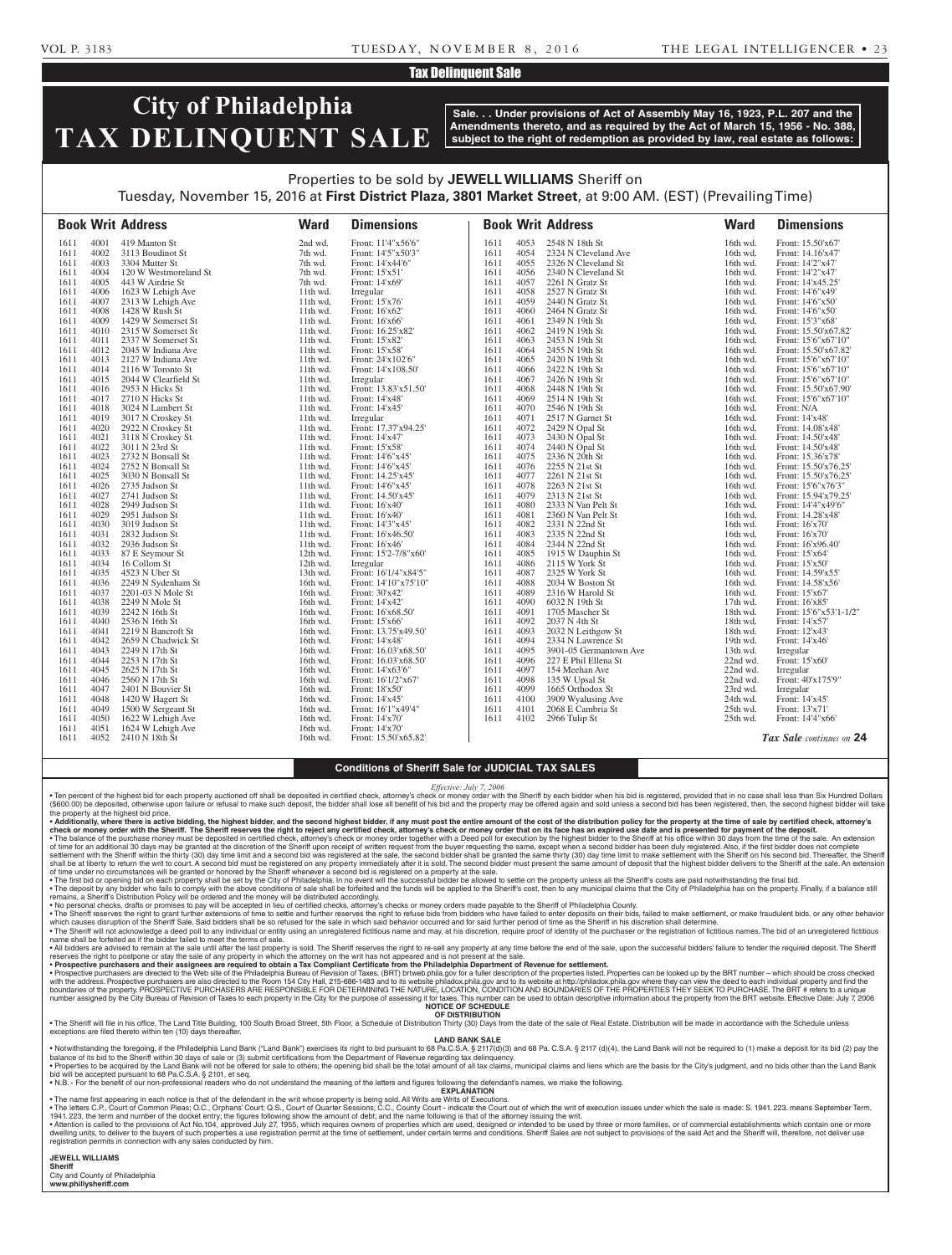## Tax Delinquent Sale

# City of Philadelphia TAX DELINQUENT SALE

**Sale. . . Under provisions of Act of Assembly May 16, 1923, P.L. 207 and the Amendments thereto, and as required by the Act of March 15, 1956 - No. 388, subject to the right of redemption as provided by law, real estate as follows:**

Properties to be sold by **JEWELL WILLIAMS** Sheriff on
Tuesday, November 15, 2016 at **First District Plaza, 3801 Market Street**, at 9:00 AM. (EST) (Prevailing Time)

| Book | Writ | Address | Ward | Dimensions |
|---|---|---|---|---|
| 1611 | 4001 | 419 Manton St | 2nd wd. | Front: 11'4"x56'6" |
| 1611 | 4002 | 3113 Boudinot St | 7th wd. | Front: 14'5"x50'3" |
| 1611 | 4003 | 3304 Mutter St | 7th wd. | Front: 14'x44'6" |
| 1611 | 4004 | 120 W Westmoreland St | 7th wd. | Front: 15'x51' |
| 1611 | 4005 | 443 W Airdrie St | 7th wd. | Front: 14'x69' |
| 1611 | 4006 | 1623 W Lehigh Ave | 11th wd. | Irregular |
| 1611 | 4007 | 2313 W Lehigh Ave | 11th wd. | Front: 15'x76' |
| 1611 | 4008 | 1428 W Rush St | 11th wd. | Front: 16'x62' |
| 1611 | 4009 | 1429 W Somerset St | 11th wd. | Front: 16'x66' |
| 1611 | 4010 | 2315 W Somerset St | 11th wd. | Front: 16.25'x82' |
| 1611 | 4011 | 2337 W Somerset St | 11th wd. | Front: 15'x82' |
| 1611 | 4012 | 2045 W Indiana Ave | 11th wd. | Front: 15'x58' |
| 1611 | 4013 | 2127 W Indiana Ave | 11th wd. | Front: 24'x102'6" |
| 1611 | 4014 | 2116 W Toronto St | 11th wd. | Front: 14'x108.50' |
| 1611 | 4015 | 2044 W Clearfield St | 11th wd. | Irregular |
| 1611 | 4016 | 2953 N Hicks St | 11th wd. | Front: 13.83'x51.50' |
| 1611 | 4017 | 2710 N Hicks St | 11th wd. | Front: 14'x48' |
| 1611 | 4018 | 3024 N Lambert St | 11th wd. | Front: 14'x45' |
| 1611 | 4019 | 3017 N Croskey St | 11th wd. | Irregular |
| 1611 | 4020 | 2922 N Croskey St | 11th wd. | Front: 17.37'x94.25' |
| 1611 | 4021 | 3118 N Croskey St | 11th wd. | Front: 14'x47' |
| 1611 | 4022 | 3011 N 23rd St | 11th wd. | Front: 15'x58' |
| 1611 | 4023 | 2732 N Bonsall St | 11th wd. | Front: 14'6"x45' |
| 1611 | 4024 | 2752 N Bonsall St | 11th wd. | Front: 14'6"x45' |
| 1611 | 4025 | 3030 N Bonsall St | 11th wd. | Front: 14.25'x45' |
| 1611 | 4026 | 2735 Judson St | 11th wd. | Front: 14'6"x45' |
| 1611 | 4027 | 2741 Judson St | 11th wd. | Front: 14.50'x45' |
| 1611 | 4028 | 2949 Judson St | 11th wd. | Front: 16'x40' |
| 1611 | 4029 | 2951 Judson St | 11th wd. | Front: 16'x40' |
| 1611 | 4030 | 3019 Judson St | 11th wd. | Front: 14'3"x45' |
| 1611 | 4031 | 2832 Judson St | 11th wd. | Front: 16'x46.50' |
| 1611 | 4032 | 2936 Judson St | 11th wd. | Front: 16'x46' |
| 1611 | 4033 | 87 E Seymour St | 12th wd. | Front: 15'2-7/8"x60' |
| 1611 | 4034 | 16 Collom St | 12th wd. | Irregular |
| 1611 | 4035 | 4523 N Uber St | 13th wd. | Front: 16'1/4"x84'5" |
| 1611 | 4036 | 2249 N Sydenham St | 16th wd. | Front: 14'10"x75'10" |
| 1611 | 4037 | 2201-03 N Mole St | 16th wd. | Front: 30'x42' |
| 1611 | 4038 | 2249 N Mole St | 16th wd. | Front: 14'x42' |
| 1611 | 4039 | 2242 N 16th St | 16th wd. | Front: 16'x68.50' |
| 1611 | 4040 | 2536 N 16th St | 16th wd. | Front: 15'x66' |
| 1611 | 4041 | 2219 N Bancroft St | 16th wd. | Front: 13.75'x49.50' |
| 1611 | 4042 | 2659 N Chadwick St | 16th wd. | Front: 14'x48' |
| 1611 | 4043 | 2249 N 17th St | 16th wd. | Front: 16.03'x68.50' |
| 1611 | 4044 | 2253 N 17th St | 16th wd. | Front: 16.03'x68.50' |
| 1611 | 4045 | 2625 N 17th St | 16th wd. | Front: 14'x63'6" |
| 1611 | 4046 | 2560 N 17th St | 16th wd. | Front: 16'1/2"x67' |
| 1611 | 4047 | 2401 N Bouvier St | 16th wd. | Front: 18'x50' |
| 1611 | 4048 | 1420 W Hagert St | 16th wd. | Front: 14'x45' |
| 1611 | 4049 | 1500 W Sergeant St | 16th wd. | Front: 16'1"x49'4" |
| 1611 | 4050 | 1622 W Lehigh Ave | 16th wd. | Front: 14'x70' |
| 1611 | 4051 | 1624 W Lehigh Ave | 16th wd. | Front: 14'x70' |
| 1611 | 4052 | 2410 N 18th St | 16th wd. | Front: 15.50'x65.82' |
| 1611 | 4053 | 2548 N 18th St | 16th wd. | Front: 15.50'x67' |
| 1611 | 4054 | 2324 N Cleveland Ave | 16th wd. | Front: 14.16'x47' |
| 1611 | 4055 | 2326 N Cleveland St | 16th wd. | Front: 14'2"x47' |
| 1611 | 4056 | 2340 N Cleveland St | 16th wd. | Front: 14'2"x47' |
| 1611 | 4057 | 2261 N Gratz St | 16th wd. | Front: 14'x45.25' |
| 1611 | 4058 | 2527 N Gratz St | 16th wd. | Front: 14'6"x49' |
| 1611 | 4059 | 2440 N Gratz St | 16th wd. | Front: 14'6"x50' |
| 1611 | 4060 | 2464 N Gratz St | 16th wd. | Front: 14'6"x50' |
| 1611 | 4061 | 2349 N 19th St | 16th wd. | Front: 15'3"x68' |
| 1611 | 4062 | 2419 N 19th St | 16th wd. | Front: 15.50'x67.82' |
| 1611 | 4063 | 2453 N 19th St | 16th wd. | Front: 15'6"x67'10" |
| 1611 | 4064 | 2455 N 19th St | 16th wd. | Front: 15.50'x67.82' |
| 1611 | 4065 | 2420 N 19th St | 16th wd. | Front: 15'6"x67'10" |
| 1611 | 4066 | 2422 N 19th St | 16th wd. | Front: 15'6"x67'10" |
| 1611 | 4067 | 2426 N 19th St | 16th wd. | Front: 15'6"x67'10" |
| 1611 | 4068 | 2448 N 19th St | 16th wd. | Front: 15.50'x67.90' |
| 1611 | 4069 | 2514 N 19th St | 16th wd. | Front: 15'6"x67'10" |
| 1611 | 4070 | 2546 N 19th St | 16th wd. | Front: N/A |
| 1611 | 4071 | 2517 N Garnet St | 16th wd. | Front: 14'x48' |
| 1611 | 4072 | 2429 N Opal St | 16th wd. | Front: 14.08'x48' |
| 1611 | 4073 | 2430 N Opal St | 16th wd. | Front: 14.50'x48' |
| 1611 | 4074 | 2440 N Opal St | 16th wd. | Front: 14.50'x48' |
| 1611 | 4075 | 2336 N 20th St | 16th wd. | Front: 15.36'x78' |
| 1611 | 4076 | 2255 N 21st St | 16th wd. | Front: 15.50'x76.25' |
| 1611 | 4077 | 2261 N 21st St | 16th wd. | Front: 15.50'x76.25' |
| 1611 | 4078 | 2263 N 21st St | 16th wd. | Front: 15'6"x76'3" |
| 1611 | 4079 | 2313 N 21st St | 16th wd. | Front: 15.94'x79.25' |
| 1611 | 4080 | 2333 N Van Pelt St | 16th wd. | Front: 14'4"x49'6" |
| 1611 | 4081 | 2360 N Van Pelt St | 16th wd. | Front: 14.28'x48' |
| 1611 | 4082 | 2331 N 22nd St | 16th wd. | Front: 16'x70' |
| 1611 | 4083 | 2335 N 22nd St | 16th wd. | Front: 16'x70' |
| 1611 | 4084 | 2344 N 22nd St | 16th wd. | Front: 16'x96.40' |
| 1611 | 4085 | 1915 W Dauphin St | 16th wd. | Front: 15'x64' |
| 1611 | 4086 | 2115 W York St | 16th wd. | Front: 15'x50' |
| 1611 | 4087 | 2325 W York St | 16th wd. | Front: 14.59'x55' |
| 1611 | 4088 | 2034 W Boston St | 16th wd. | Front: 14.58'x56' |
| 1611 | 4089 | 2316 W Harold St | 16th wd. | Front: 15'x67' |
| 1611 | 4090 | 6032 N 19th St | 17th wd. | Front: 16'x85' |
| 1611 | 4091 | 1705 Mascher St | 18th wd. | Front: 15'6"x53'1-1/2" |
| 1611 | 4092 | 2037 N 4th St | 18th wd. | Front: 14'x57' |
| 1611 | 4093 | 2032 N Leithgow St | 18th wd. | Front: 12'x43' |
| 1611 | 4094 | 2334 N Lawrence St | 19th wd. | Front: 14'x46' |
| 1611 | 4095 | 3901-05 Germantown Ave | 13th wd. | Irregular |
| 1611 | 4096 | 227 E Phil Ellena St | 22nd wd. | Front: 15'x60' |
| 1611 | 4097 | 154 Meehan Ave | 22nd wd. | Irregular |
| 1611 | 4098 | 135 W Upsal St | 22nd wd. | Front: 40'x175'9" |
| 1611 | 4099 | 1665 Orthodox St | 23rd wd. | Irregular |
| 1611 | 4100 | 3909 Wyalusing Ave | 24th wd. | Front: 14'x45' |
| 1611 | 4101 | 2068 E Cambria St | 25th wd. | Front: 13'x71' |
| 1611 | 4102 | 2966 Tulip St | 25th wd. | Front: 14'4"x66' |

*Tax Sale continues on* **24**

## Conditions of Sheriff Sale for JUDICIAL TAX SALES

*Effective: July 7, 2006*

• Ten percent of the highest bid for each property auctioned off shall be deposited in certified check, attorney's check or money order with the Sheriff by each bidder when his bid is registered, provided that in no case shall less than Six Hundred Dollars ($600.00) be deposited, otherwise upon failure or refusal to make such deposit, the bidder shall lose all benefit of his bid and the property may be offered again and sold unless a second bid has been registered, then, the second highest bidder will take the property at the highest bid price.

• **Additionally, where there is active bidding, the highest bidder, and the second highest bidder, if any must post the entire amount of the cost of the distribution policy for the property at the time of sale by certified check, attorney's check or money order with the Sheriff. The Sheriff reserves the right to reject any certified check, attorney's check or money order that on its face has an expired use date and is presented for payment of the deposit.**

• The balance of the purchase money must be deposited in certified check, attorney's check or money order together with a Deed poll for execution by the highest bidder to the Sheriff at his office within 30 days from the time of the sale. An extension of time for an additional 30 days may be granted at the discretion of the Sheriff upon receipt of written request from the buyer requesting the same, except when a second bidder has been duly registered. Also, if the first bidder does not complete settlement with the Sheriff within the thirty (30) day time limit and a second bid was registered at the sale, the second bidder shall be granted the same thirty (30) day time limit to make settlement with the Sheriff on his second bid. Thereafter, the Sheriff shall be at liberty to return the writ to court. A second bid must be registered on any property immediately after it is sold. The second bidder must present the same amount of deposit that the highest bidder delivers to the Sheriff at the sale. An extension of time under no circumstances will be granted or honored by the Sheriff whenever a second bid is registered on a property at the sale.

• The first bid or opening bid on each property shall be set by the City of Philadelphia. In no event will the successful bidder be allowed to settle on the property unless all the Sheriff's costs are paid notwithstanding the final bid.

• The deposit by any bidder who fails to comply with the above conditions of sale shall be forfeited and the funds will be applied to the Sheriff's cost, then to any municipal claims that the City of Philadelphia has on the property. Finally, if a balance still remains, a Sheriff's Distribution Policy will be ordered and the money will be distributed accordingly.

• No personal checks, drafts or promises to pay will be accepted in lieu of certified checks, attorney's checks or money orders made payable to the Sheriff of Philadelphia County.

• The Sheriff reserves the right to grant further extensions of time to settle and further reserves the right to refuse bids from bidders who have failed to enter deposits on their bids, failed to make settlement, or make fraudulent bids, or any other behavior which causes disruption of the Sheriff Sale. Said bidders shall be so refused for the sale in which said behavior occurred and for said further period of time as the Sheriff in his discretion shall determine.

• The Sheriff will not acknowledge a deed poll to any individual or entity using an unregistered fictitious name and may, at his discretion, require proof of identity of the purchaser or the registration of fictitious names. The bid of an unregistered fictitious name shall be forfeited as if the bidder failed to meet the terms of sale.

• All bidders are advised to remain at the sale until after the last property is sold. The Sheriff reserves the right to re-sell any property at any time before the end of the sale, upon the successful bidders' failure to tender the required deposit. The Sheriff reserves the right to postpone or stay the sale of any property in which the attorney on the writ has not appeared and is not present at the sale.

• **Prospective purchasers and their assignees are required to obtain a Tax Compliant Certificate from the Philadelphia Department of Revenue for settlement.**

• Prospective purchasers are directed to the Web site of the Philadelphia Bureau of Revision of Taxes, (BRT) brtweb.phila.gov for a fuller description of the properties listed. Properties can be looked up by the BRT number – which should be cross checked with the address. Prospective purchasers are also directed to the Room 154 City Hall, 215-686-1483 and to its website philadox.phila.gov and to its website at http://philadox.phila.gov where they can view the deed to each individual property and find the boundaries of the property. PROSPECTIVE PURCHASERS ARE RESPONSIBLE FOR DETERMINING THE NATURE, LOCATION, CONDITION AND BOUNDARIES OF THE PROPERTIES THEY SEEK TO PURCHASE. The BRT # refers to a unique number assigned by the City Bureau of Revision of Taxes to each property in the City for the purpose of assessing it for taxes. This number can be used to obtain descriptive information about the property from the BRT website. Effective Date: July 7, 2006

**NOTICE OF SCHEDULE OF DISTRIBUTION**

• The Sheriff will file in his office, The Land Title Building, 100 South Broad Street, 5th Floor, a Schedule of Distribution Thirty (30) Days from the date of the sale of Real Estate. Distribution will be made in accordance with the Schedule unless exceptions are filed thereto within ten (10) days thereafter.

**LAND BANK SALE**

• Notwithstanding the foregoing, if the Philadelphia Land Bank ("Land Bank") exercises its right to bid pursuant to 68 Pa.C.S.A. § 2117(d)(3) and 68 Pa. C.S.A. § 2117 (d)(4), the Land Bank will not be required to (1) make a deposit for its bid (2) pay the balance of its bid to the Sheriff within 30 days of sale or (3) submit certifications from the Department of Revenue regarding tax delinquency.

• Properties to be acquired by the Land Bank will not be offered for sale to others; the opening bid shall be the total amount of all tax claims, municipal claims and liens which are the basis for the City's judgment, and no bids other than the Land Bank bid will be accepted pursuant to 68 Pa.C.S.A. § 2101, et seq.

• N.B. - For the benefit of our non-professional readers who do not understand the meaning of the letters and figures following the defendant's names, we make the following.

**EXPLANATION**

• The name first appearing in each notice is that of the defendant in the writ whose property is being sold. All Writs are Writs of Executions.

• The letters C.P., Court of Common Pleas; O.C., Orphans' Court; Q.S., Court of Quarter Sessions; C.C., County Court - indicate the Court out of which the writ of execution issues under which the sale is made: S. 1941. 223. means September Term, 1941. 223, the term and number of the docket entry; the figures following show the amount of debt; and the name following is that of the attorney issuing the writ.

• Attention is called to the provisions of Act No.104, approved July 27, 1955, which requires owners of properties which are used, designed or intended to be used by three or more families, or of commercial establishments which contain one or more dwelling units, to deliver to the buyers of such properties a use registration permit at the time of settlement, under certain terms and conditions. Sheriff Sales are not subject to provisions of the said Act and the Sheriff will, therefore, not deliver use registration permits in connection with any sales conducted by him.

**JEWELL WILLIAMS**
**Sheriff**
City and County of Philadelphia
**www.phillysheriff.com**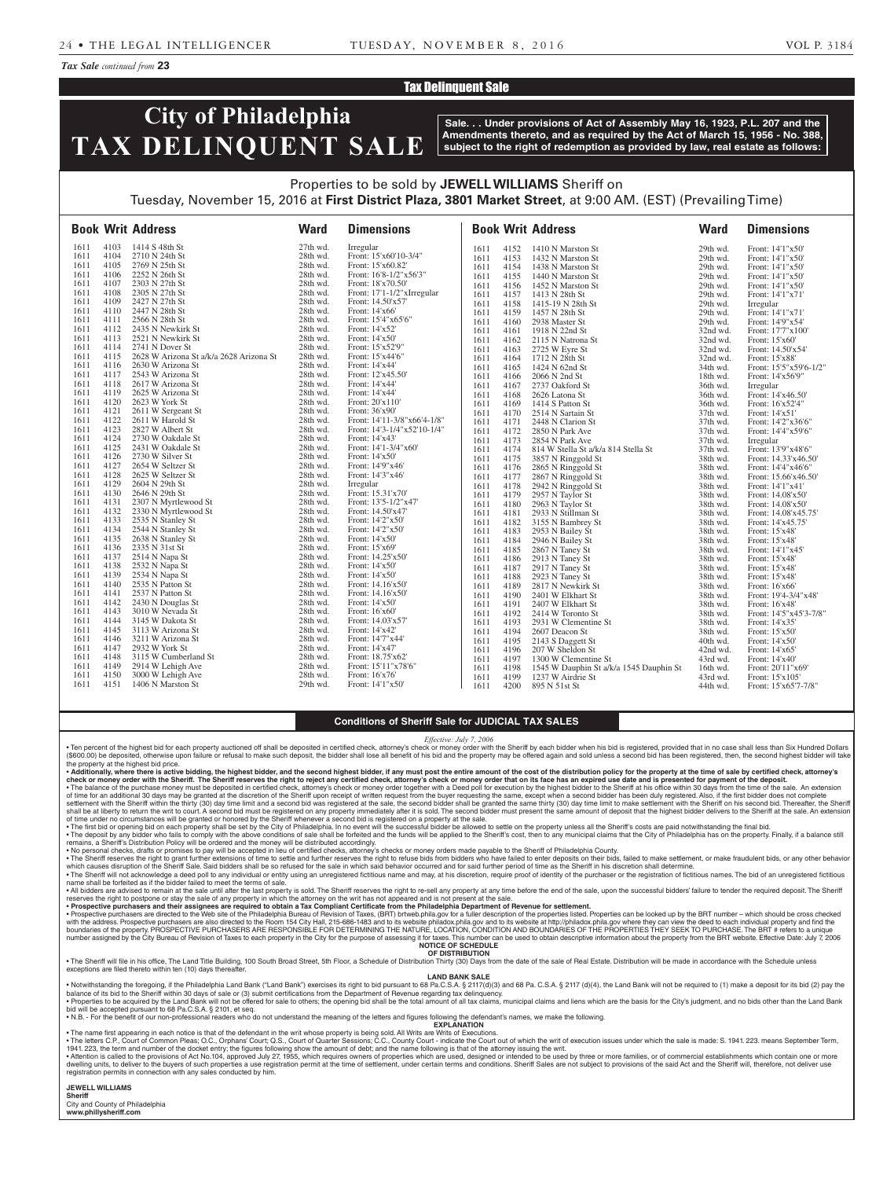*Tax Sale continued from* **23**

Tax Delinquent Sale

# City of Philadelphia TAX DELINQUENT SALE

**Sale. . . Under provisions of Act of Assembly May 16, 1923, P.L. 207 and the Amendments thereto, and as required by the Act of March 15, 1956 - No. 388, subject to the right of redemption as provided by law, real estate as follows:**

Properties to be sold by **JEWELL WILLIAMS** Sheriff on
Tuesday, November 15, 2016 at **First District Plaza, 3801 Market Street**, at 9:00 AM. (EST) (Prevailing Time)

| Book | Writ | Address | Ward | Dimensions |
|---|---|---|---|---|
| 1611 | 4103 | 1414 S 48th St | 27th wd. | Irregular |
| 1611 | 4104 | 2710 N 24th St | 28th wd. | Front: 15'x60'10-3/4" |
| 1611 | 4105 | 2769 N 25th St | 28th wd. | Front: 15'x60.82' |
| 1611 | 4106 | 2252 N 26th St | 28th wd. | Front: 16'8-1/2"x56'3" |
| 1611 | 4107 | 2303 N 27th St | 28th wd. | Front: 18'x70.50' |
| 1611 | 4108 | 2305 N 27th St | 28th wd. | Front: 17'1-1/2"xIrregular |
| 1611 | 4109 | 2427 N 27th St | 28th wd. | Front: 14.50'x57' |
| 1611 | 4110 | 2447 N 28th St | 28th wd. | Front: 14'x66' |
| 1611 | 4111 | 2566 N 28th St | 28th wd. | Front: 15'4"x65'6" |
| 1611 | 4112 | 2435 N Newkirk St | 28th wd. | Front: 14'x52' |
| 1611 | 4113 | 2521 N Newkirk St | 28th wd. | Front: 14'x50' |
| 1611 | 4114 | 2741 N Dover St | 28th wd. | Front: 15'x52'9" |
| 1611 | 4115 | 2628 W Arizona St a/k/a 2628 Arizona St | 28th wd. | Front: 15'x44'6" |
| 1611 | 4116 | 2630 W Arizona St | 28th wd. | Front: 14'x44' |
| 1611 | 4117 | 2543 W Arizona St | 28th wd. | Front: 12'x45.50' |
| 1611 | 4118 | 2617 W Arizona St | 28th wd. | Front: 14'x44' |
| 1611 | 4119 | 2625 W Arizona St | 28th wd. | Front: 14'x44' |
| 1611 | 4120 | 2623 W York St | 28th wd. | Front: 20'x110' |
| 1611 | 4121 | 2611 W Sergeant St | 28th wd. | Front: 36'x90' |
| 1611 | 4122 | 2611 W Harold St | 28th wd. | Front: 14'11-3/8"x66'4-1/8" |
| 1611 | 4123 | 2827 W Albert St | 28th wd. | Front: 14'3-1/4"x52'10-1/4" |
| 1611 | 4124 | 2730 W Oakdale St | 28th wd. | Front: 14'x43' |
| 1611 | 4125 | 2431 W Oakdale St | 28th wd. | Front: 14'1-3/4"x60' |
| 1611 | 4126 | 2730 W Silver St | 28th wd. | Front: 14'x50' |
| 1611 | 4127 | 2654 W Seltzer St | 28th wd. | Front: 14'9"x46' |
| 1611 | 4128 | 2625 W Seltzer St | 28th wd. | Front: 14'3"x46' |
| 1611 | 4129 | 2604 N 29th St | 28th wd. | Irregular |
| 1611 | 4130 | 2646 N 29th St | 28th wd. | Front: 15.31'x70' |
| 1611 | 4131 | 2307 N Myrtlewood St | 28th wd. | Front: 13'5-1/2"x47' |
| 1611 | 4132 | 2330 N Myrtlewood St | 28th wd. | Front: 14.50'x47' |
| 1611 | 4133 | 2535 N Stanley St | 28th wd. | Front: 14'2"x50' |
| 1611 | 4134 | 2544 N Stanley St | 28th wd. | Front: 14'2"x50' |
| 1611 | 4135 | 2638 N Stanley St | 28th wd. | Front: 14'x50' |
| 1611 | 4136 | 2335 N 31st St | 28th wd. | Front: 15'x69' |
| 1611 | 4137 | 2514 N Napa St | 28th wd. | Front: 14.25'x50' |
| 1611 | 4138 | 2532 N Napa St | 28th wd. | Front: 14'x50' |
| 1611 | 4139 | 2534 N Napa St | 28th wd. | Front: 14'x50' |
| 1611 | 4140 | 2535 N Patton St | 28th wd. | Front: 14.16'x50' |
| 1611 | 4141 | 2537 N Patton St | 28th wd. | Front: 14.16'x50' |
| 1611 | 4142 | 2430 N Douglas St | 28th wd. | Front: 14'x50' |
| 1611 | 4143 | 3010 W Nevada St | 28th wd. | Front: 16'x60' |
| 1611 | 4144 | 3145 W Dakota St | 28th wd. | Front: 14.03'x57' |
| 1611 | 4145 | 3113 W Arizona St | 28th wd. | Front: 14'x42' |
| 1611 | 4146 | 3211 W Arizona St | 28th wd. | Front: 14'7"x44' |
| 1611 | 4147 | 2932 W York St | 28th wd. | Front: 14'x47' |
| 1611 | 4148 | 3115 W Cumberland St | 28th wd. | Front: 18.75'x62' |
| 1611 | 4149 | 2914 W Lehigh Ave | 28th wd. | Front: 15'11"x78'6" |
| 1611 | 4150 | 3000 W Lehigh Ave | 28th wd. | Front: 16'x76' |
| 1611 | 4151 | 1406 N Marston St | 29th wd. | Front: 14'1"x50' |
| 1611 | 4152 | 1410 N Marston St | 29th wd. | Front: 14'1"x50' |
| 1611 | 4153 | 1432 N Marston St | 29th wd. | Front: 14'1"x50' |
| 1611 | 4154 | 1438 N Marston St | 29th wd. | Front: 14'1"x50' |
| 1611 | 4155 | 1440 N Marston St | 29th wd. | Front: 14'1"x50' |
| 1611 | 4156 | 1452 N Marston St | 29th wd. | Front: 14'1"x50' |
| 1611 | 4157 | 1413 N 28th St | 29th wd. | Front: 14'1"x71' |
| 1611 | 4158 | 1415-19 N 28th St | 29th wd. | Irregular |
| 1611 | 4159 | 1457 N 28th St | 29th wd. | Front: 14'1"x71' |
| 1611 | 4160 | 2938 Master St | 29th wd. | Front: 14'9"x54' |
| 1611 | 4161 | 1918 N 22nd St | 32nd wd. | Front: 17'7"x100' |
| 1611 | 4162 | 2115 N Natrona St | 32nd wd. | Front: 15'x60' |
| 1611 | 4163 | 2725 W Eyre St | 32nd wd. | Front: 14.50'x54' |
| 1611 | 4164 | 1712 N 28th St | 32nd wd. | Front: 15'x88' |
| 1611 | 4165 | 1424 N 62nd St | 34th wd. | Front: 15'5"x59'6-1/2" |
| 1611 | 4166 | 2066 N 2nd St | 18th wd. | Front: 14'x56'9" |
| 1611 | 4167 | 2737 Oakford St | 36th wd. | Irregular |
| 1611 | 4168 | 2626 Latona St | 36th wd. | Front: 14'x46.50' |
| 1611 | 4169 | 1414 S Patton St | 36th wd. | Front: 16'x52'4" |
| 1611 | 4170 | 2514 N Sartain St | 37th wd. | Front: 14'x51' |
| 1611 | 4171 | 2448 N Clarion St | 37th wd. | Front: 14'2"x36'6" |
| 1611 | 4172 | 2850 N Park Ave | 37th wd. | Front: 14'4"x59'6" |
| 1611 | 4173 | 2854 N Park Ave | 37th wd. | Irregular |
| 1611 | 4174 | 814 W Stella St a/k/a 814 Stella St | 37th wd. | Front: 13'9"x48'6" |
| 1611 | 4175 | 3857 N Ringgold St | 38th wd. | Front: 14.33'x46.50' |
| 1611 | 4176 | 2865 N Ringgold St | 38th wd. | Front: 14'4"x46'6" |
| 1611 | 4177 | 2867 N Ringgold St | 38th wd. | Front: 15.66'x46.50' |
| 1611 | 4178 | 2942 N Ringgold St | 38th wd. | Front: 14'1"x41' |
| 1611 | 4179 | 2957 N Taylor St | 38th wd. | Front: 14.08'x50' |
| 1611 | 4180 | 2963 N Taylor St | 38th wd. | Front: 14.08'x50' |
| 1611 | 4181 | 2933 N Stillman St | 38th wd. | Front: 14.08'x45.75' |
| 1611 | 4182 | 3155 N Bambrey St | 38th wd. | Front: 14'x45.75' |
| 1611 | 4183 | 2953 N Bailey St | 38th wd. | Front: 15'x48' |
| 1611 | 4184 | 2946 N Bailey St | 38th wd. | Front: 15'x48' |
| 1611 | 4185 | 2867 N Taney St | 38th wd. | Front: 14'1"x45' |
| 1611 | 4186 | 2913 N Taney St | 38th wd. | Front: 15'x48' |
| 1611 | 4187 | 2917 N Taney St | 38th wd. | Front: 15'x48' |
| 1611 | 4188 | 2923 N Taney St | 38th wd. | Front: 15'x48' |
| 1611 | 4189 | 2817 N Newkirk St | 38th wd. | Front: 16'x66' |
| 1611 | 4190 | 2401 W Elkhart St | 38th wd. | Front: 19'4-3/4"x48' |
| 1611 | 4191 | 2407 W Elkhart St | 38th wd. | Front: 16'x48' |
| 1611 | 4192 | 2414 W Toronto St | 38th wd. | Front: 14'5"x45'3-7/8" |
| 1611 | 4193 | 2931 W Clementine St | 38th wd. | Front: 14'x35' |
| 1611 | 4194 | 2607 Deacon St | 38th wd. | Front: 15'x50' |
| 1611 | 4195 | 2143 S Daggett St | 40th wd. | Front: 14'x50' |
| 1611 | 4196 | 207 W Sheldon St | 42nd wd. | Front: 14'x65' |
| 1611 | 4197 | 1300 W Clementine St | 43rd wd. | Front: 14'x40' |
| 1611 | 4198 | 1545 W Dauphin St a/k/a 1545 Dauphin St | 16th wd. | Front: 20'11"x69' |
| 1611 | 4199 | 1237 W Airdrie St | 43rd wd. | Front: 15'x105' |
| 1611 | 4200 | 895 N 51st St | 44th wd. | Front: 15'x65'7-7/8" |

## Conditions of Sheriff Sale for JUDICIAL TAX SALES

*Effective: July 7, 2006*

• Ten percent of the highest bid for each property auctioned off shall be deposited in certified check, attorney's check or money order with the Sheriff by each bidder when his bid is registered, provided that in no case shall less than Six Hundred Dollars ($600.00) be deposited, otherwise upon failure or refusal to make such deposit, the bidder shall lose all benefit of his bid and the property may be offered again and sold unless a second bid has been registered, then, the second highest bidder will take the property at the highest bid price.

• **Additionally, where there is active bidding, the highest bidder, and the second highest bidder, if any must post the entire amount of the cost of the distribution policy for the property at the time of sale by certified check, attorney's check or money order with the Sheriff. The Sheriff reserves the right to reject any certified check, attorney's check or money order that on its face has an expired use date and is presented for payment of the deposit.**

• The balance of the purchase money must be deposited in certified check, attorney's check or money order together with a Deed poll for execution by the highest bidder to the Sheriff at his office within 30 days from the time of the sale. An extension of time for an additional 30 days may be granted at the discretion of the Sheriff upon receipt of written request from the buyer requesting the same, except when a second bidder has been duly registered. Also, if the first bidder does not complete settlement with the Sheriff within the thirty (30) day time limit and a second bid was registered at the sale, the second bidder shall be granted the same thirty (30) day time limit to make settlement with the Sheriff on his second bid. Thereafter, the Sheriff shall be at liberty to return the writ to court. A second bid must be registered on any property immediately after it is sold. The second bidder must present the same amount of deposit that the highest bidder delivers to the Sheriff at the sale. An extension of time under no circumstances will be granted or honored by the Sheriff whenever a second bid is registered on a property at the sale.

• The first bid or opening bid on each property shall be set by the City of Philadelphia. In no event will the successful bidder be allowed to settle on the property unless all the Sheriff's costs are paid notwithstanding the final bid.

• The deposit by any bidder who fails to comply with the above conditions of sale shall be forfeited and the funds will be applied to the Sheriff's cost, then to any municipal claims that the City of Philadelphia has on the property. Finally, if a balance still remains, a Sheriff's Distribution Policy will be ordered and the money will be distributed accordingly.

• No personal checks, drafts or promises to pay will be accepted in lieu of certified checks, attorney's checks or money orders made payable to the Sheriff of Philadelphia County.

• The Sheriff reserves the right to grant further extensions of time to settle and further reserves the right to refuse bids from bidders who have failed to enter deposits on their bids, failed to make settlement, or make fraudulent bids, or any other behavior which causes disruption of the Sheriff Sale. Said bidders shall be so refused for the sale in which said behavior occurred and for said further period of time as the Sheriff in his discretion shall determine.

• The Sheriff will not acknowledge a deed poll to any individual or entity using an unregistered fictitious name and may, at his discretion, require proof of identity of the purchaser or the registration of fictitious names. The bid of an unregistered fictitious name shall be forfeited as if the bidder failed to meet the terms of sale.

• All bidders are advised to remain at the sale until after the last property is sold. The Sheriff reserves the right to re-sell any property at any time before the end of the sale, upon the successful bidders' failure to tender the required deposit. The Sheriff reserves the right to postpone or stay the sale of any property in which the attorney on the writ has not appeared and is not present at the sale.

• **Prospective purchasers and their assignees are required to obtain a Tax Compliant Certificate from the Philadelphia Department of Revenue for settlement.**

• Prospective purchasers are directed to the Web site of the Philadelphia Bureau of Revision of Taxes, (BRT) brtweb.phila.gov for a fuller description of the properties listed. Properties can be looked up by the BRT number – which should be cross checked with the address. Prospective purchasers are also directed to the Room 154 City Hall, 215-686-1483 and to its website philadox.phila.gov and to its website at http://philadox.phila.gov where they can view the deed to each individual property and find the boundaries of the property. PROSPECTIVE PURCHASERS ARE RESPONSIBLE FOR DETERMINING THE NATURE, LOCATION, CONDITION AND BOUNDARIES OF THE PROPERTIES THEY SEEK TO PURCHASE. The BRT # refers to a unique number assigned by the City Bureau of Revision of Taxes to each property in the City for the purpose of assessing it for taxes. This number can be used to obtain descriptive information about the property from the BRT website. Effective Date: July 7, 2006

**NOTICE OF SCHEDULE OF DISTRIBUTION**

• The Sheriff will file in his office, The Land Title Building, 100 South Broad Street, 5th Floor, a Schedule of Distribution Thirty (30) Days from the date of the sale of Real Estate. Distribution will be made in accordance with the Schedule unless exceptions are filed thereto within ten (10) days thereafter.

**LAND BANK SALE**

• Notwithstanding the foregoing, if the Philadelphia Land Bank ("Land Bank") exercises its right to bid pursuant to 68 Pa.C.S.A. § 2117(d)(3) and 68 Pa. C.S.A. § 2117 (d)(4), the Land Bank will not be required to (1) make a deposit for its bid (2) pay the balance of its bid to the Sheriff within 30 days of sale or (3) submit certifications from the Department of Revenue regarding tax delinquency.

• Properties to be acquired by the Land Bank will not be offered for sale to others; the opening bid shall be the total amount of all tax claims, municipal claims and liens which are the basis for the City's judgment, and no bids other than the Land Bank bid will be accepted pursuant to 68 Pa.C.S.A. § 2101, et seq.

• N.B. - For the benefit of our non-professional readers who do not understand the meaning of the letters and figures following the defendant's names, we make the following.

**EXPLANATION**

• The name first appearing in each notice is that of the defendant in the writ whose property is being sold. All Writs are Writs of Executions.

• The letters C.P., Court of Common Pleas; O.C., Orphans' Court; Q.S., Court of Quarter Sessions; C.C., County Court - indicate the Court out of which the writ of execution issues under which the sale is made: S. 1941. 223. means September Term, 1941. 223, the term and number of the docket entry; the figures following show the amount of debt; and the name following is that of the attorney issuing the writ.

• Attention is called to the provisions of Act No.104, approved July 27, 1955, which requires owners of properties which are used, designed or intended to be used by three or more families, or of commercial establishments which contain one or more dwelling units, to deliver to the buyers of such properties a use registration permit at the time of settlement, under certain terms and conditions. Sheriff Sales are not subject to provisions of the said Act and the Sheriff will, therefore, not deliver use registration permits in connection with any sales conducted by him.

**JEWELL WILLIAMS**
**Sheriff**
City and County of Philadelphia
**www.phillysheriff.com**